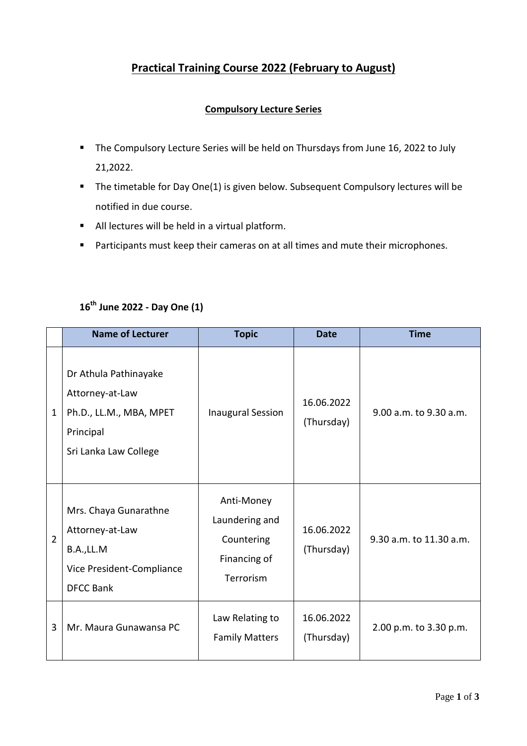# Practical Training Course 2022 (February to August)

## Compulsory Lecture Series

- The Compulsory Lecture Series will be held on Thursdays from June 16, 2022 to July 21,2022.
- The timetable for Day One(1) is given below. Subsequent Compulsory lectures will be notified in due course.
- All lectures will be held in a virtual platform.
- Participants must keep their cameras on at all times and mute their microphones.

### 16th June 2022 - Day One (1)

| | Name of Lecturer | Topic | Date | Time |
|---|---|---|---|---|
| 1 | Dr Athula Pathinayake<br>Attorney-at-Law<br>Ph.D., LL.M., MBA, MPET<br>Principal<br>Sri Lanka Law College | Inaugural Session | 16.06.2022<br>(Thursday) | 9.00 a.m. to 9.30 a.m. |
| 2 | Mrs. Chaya Gunarathne<br>Attorney-at-Law<br>B.A.,LL.M<br>Vice President-Compliance<br>DFCC Bank | Anti-Money Laundering and Countering Financing of Terrorism | 16.06.2022<br>(Thursday) | 9.30 a.m. to 11.30 a.m. |
| 3 | Mr. Maura Gunawansa PC | Law Relating to Family Matters | 16.06.2022<br>(Thursday) | 2.00 p.m. to 3.30 p.m. |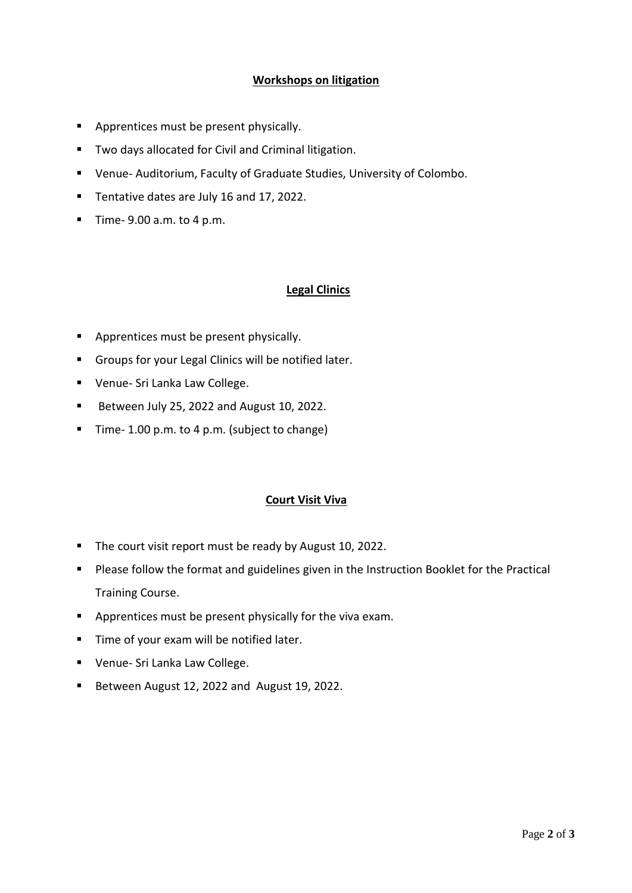## **Workshops on litigation**

- Apprentices must be present physically.
- Two days allocated for Civil and Criminal litigation.
- Venue- Auditorium, Faculty of Graduate Studies, University of Colombo.
- Tentative dates are July 16 and 17, 2022.
- Time- 9.00 a.m. to 4 p.m.

## **Legal Clinics**

- Apprentices must be present physically.
- Groups for your Legal Clinics will be notified later.
- Venue- Sri Lanka Law College.
- Between July 25, 2022 and August 10, 2022.
- Time- 1.00 p.m. to 4 p.m. (subject to change)

## **Court Visit Viva**

- The court visit report must be ready by August 10, 2022.
- Please follow the format and guidelines given in the Instruction Booklet for the Practical Training Course.
- Apprentices must be present physically for the viva exam.
- Time of your exam will be notified later.
- Venue- Sri Lanka Law College.
- Between August 12, 2022 and August 19, 2022.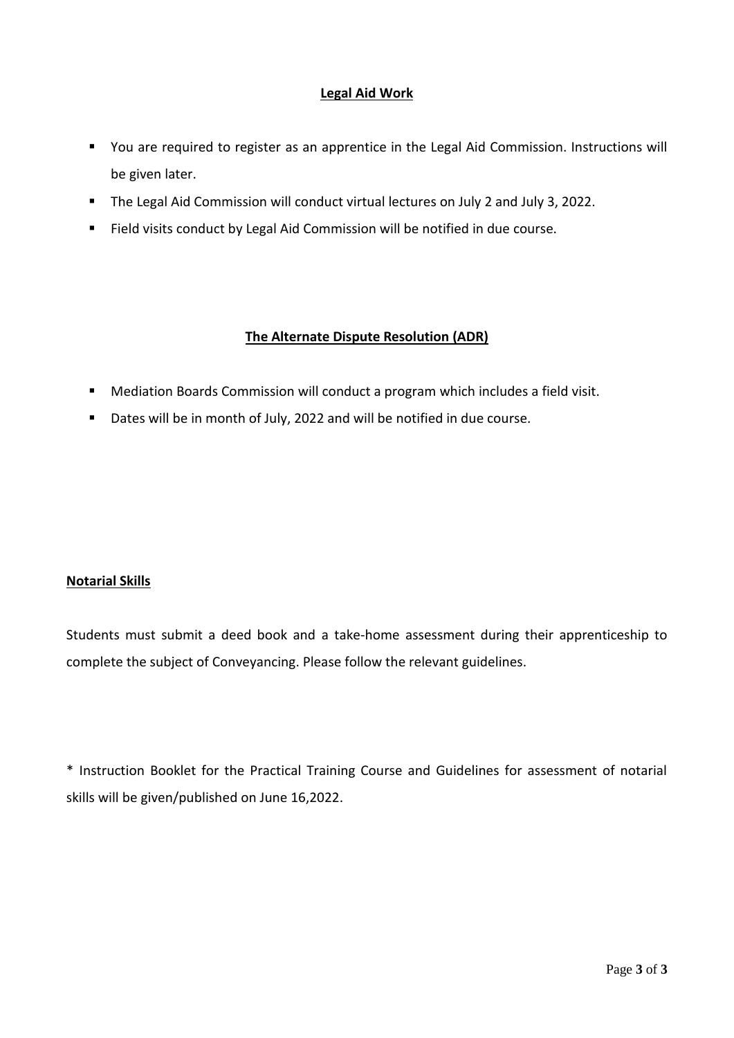## Legal Aid Work

- You are required to register as an apprentice in the Legal Aid Commission. Instructions will be given later.
- The Legal Aid Commission will conduct virtual lectures on July 2 and July 3, 2022.
- Field visits conduct by Legal Aid Commission will be notified in due course.

## The Alternate Dispute Resolution (ADR)

- Mediation Boards Commission will conduct a program which includes a field visit.
- Dates will be in month of July, 2022 and will be notified in due course.

## Notarial Skills

Students must submit a deed book and a take-home assessment during their apprenticeship to complete the subject of Conveyancing. Please follow the relevant guidelines.

* Instruction Booklet for the Practical Training Course and Guidelines for assessment of notarial skills will be given/published on June 16,2022.